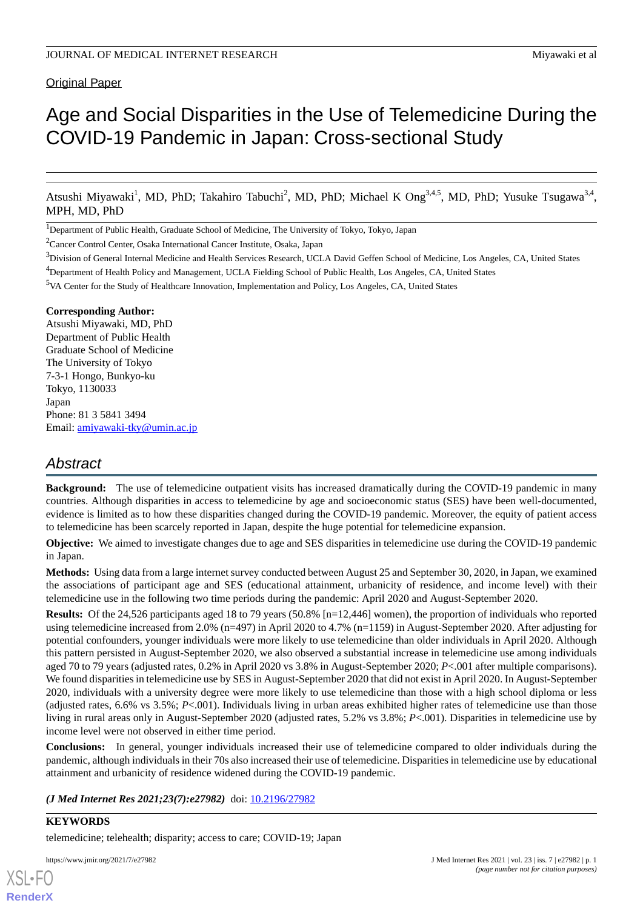Original Paper

# Age and Social Disparities in the Use of Telemedicine During the COVID-19 Pandemic in Japan: Cross-sectional Study

Atsushi Miyawaki[1], MD, PhD; Takahiro Tabuchi[2], MD, PhD; Michael K Ong[3,4,5], MD, PhD; Yusuke Tsugawa[3,4], MPH, MD, PhD

[1]Department of Public Health, Graduate School of Medicine, The University of Tokyo, Tokyo, Japan

[2]Cancer Control Center, Osaka International Cancer Institute, Osaka, Japan

[3]Division of General Internal Medicine and Health Services Research, UCLA David Geffen School of Medicine, Los Angeles, CA, United States

[4]Department of Health Policy and Management, UCLA Fielding School of Public Health, Los Angeles, CA, United States

[5]VA Center for the Study of Healthcare Innovation, Implementation and Policy, Los Angeles, CA, United States

**Corresponding Author:**
Atsushi Miyawaki, MD, PhD
Department of Public Health
Graduate School of Medicine
The University of Tokyo
7-3-1 Hongo, Bunkyo-ku
Tokyo, 1130033
Japan
Phone: 81 3 5841 3494
Email: amiyawaki-tky@umin.ac.jp

## Abstract

**Background:** The use of telemedicine outpatient visits has increased dramatically during the COVID-19 pandemic in many countries. Although disparities in access to telemedicine by age and socioeconomic status (SES) have been well-documented, evidence is limited as to how these disparities changed during the COVID-19 pandemic. Moreover, the equity of patient access to telemedicine has been scarcely reported in Japan, despite the huge potential for telemedicine expansion.

**Objective:** We aimed to investigate changes due to age and SES disparities in telemedicine use during the COVID-19 pandemic in Japan.

**Methods:** Using data from a large internet survey conducted between August 25 and September 30, 2020, in Japan, we examined the associations of participant age and SES (educational attainment, urbanicity of residence, and income level) with their telemedicine use in the following two time periods during the pandemic: April 2020 and August-September 2020.

**Results:** Of the 24,526 participants aged 18 to 79 years (50.8% [n=12,446] women), the proportion of individuals who reported using telemedicine increased from 2.0% (n=497) in April 2020 to 4.7% (n=1159) in August-September 2020. After adjusting for potential confounders, younger individuals were more likely to use telemedicine than older individuals in April 2020. Although this pattern persisted in August-September 2020, we also observed a substantial increase in telemedicine use among individuals aged 70 to 79 years (adjusted rates, 0.2% in April 2020 vs 3.8% in August-September 2020; $P$<.001 after multiple comparisons). We found disparities in telemedicine use by SES in August-September 2020 that did not exist in April 2020. In August-September 2020, individuals with a university degree were more likely to use telemedicine than those with a high school diploma or less (adjusted rates, 6.6% vs 3.5%; $P$<.001). Individuals living in urban areas exhibited higher rates of telemedicine use than those living in rural areas only in August-September 2020 (adjusted rates, 5.2% vs 3.8%; $P$<.001). Disparities in telemedicine use by income level were not observed in either time period.

**Conclusions:** In general, younger individuals increased their use of telemedicine compared to older individuals during the pandemic, although individuals in their 70s also increased their use of telemedicine. Disparities in telemedicine use by educational attainment and urbanicity of residence widened during the COVID-19 pandemic.

***(J Med Internet Res 2021;23(7):e27982)*** doi: 10.2196/27982

**KEYWORDS**

telemedicine; telehealth; disparity; access to care; COVID-19; Japan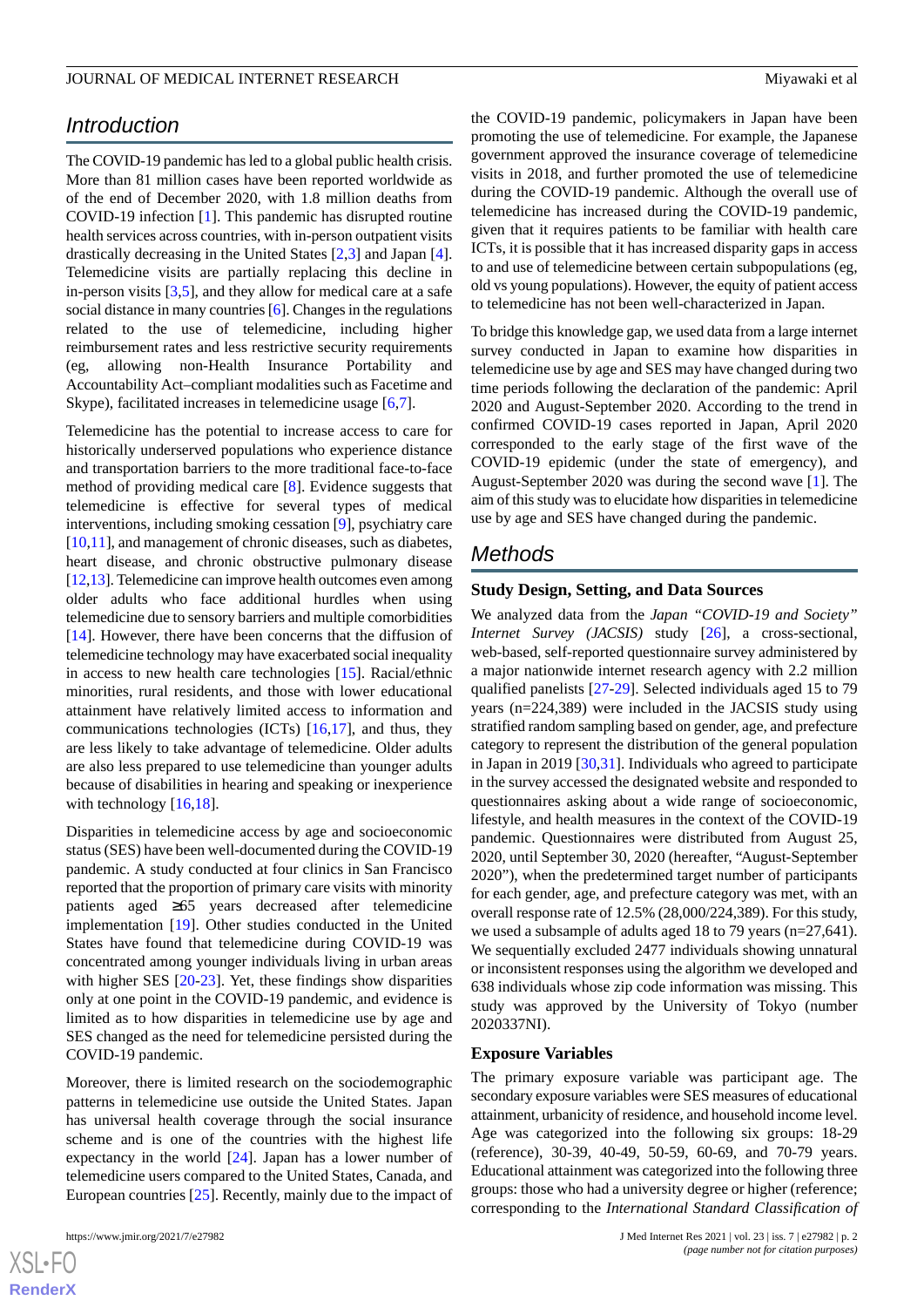## Introduction

The COVID-19 pandemic has led to a global public health crisis. More than 81 million cases have been reported worldwide as of the end of December 2020, with 1.8 million deaths from COVID-19 infection [1]. This pandemic has disrupted routine health services across countries, with in-person outpatient visits drastically decreasing in the United States [2,3] and Japan [4]. Telemedicine visits are partially replacing this decline in in-person visits [3,5], and they allow for medical care at a safe social distance in many countries [6]. Changes in the regulations related to the use of telemedicine, including higher reimbursement rates and less restrictive security requirements (eg, allowing non-Health Insurance Portability and Accountability Act–compliant modalities such as Facetime and Skype), facilitated increases in telemedicine usage [6,7].

Telemedicine has the potential to increase access to care for historically underserved populations who experience distance and transportation barriers to the more traditional face-to-face method of providing medical care [8]. Evidence suggests that telemedicine is effective for several types of medical interventions, including smoking cessation [9], psychiatry care [10,11], and management of chronic diseases, such as diabetes, heart disease, and chronic obstructive pulmonary disease [12,13]. Telemedicine can improve health outcomes even among older adults who face additional hurdles when using telemedicine due to sensory barriers and multiple comorbidities [14]. However, there have been concerns that the diffusion of telemedicine technology may have exacerbated social inequality in access to new health care technologies [15]. Racial/ethnic minorities, rural residents, and those with lower educational attainment have relatively limited access to information and communications technologies (ICTs) [16,17], and thus, they are less likely to take advantage of telemedicine. Older adults are also less prepared to use telemedicine than younger adults because of disabilities in hearing and speaking or inexperience with technology [16,18].

Disparities in telemedicine access by age and socioeconomic status (SES) have been well-documented during the COVID-19 pandemic. A study conducted at four clinics in San Francisco reported that the proportion of primary care visits with minority patients aged ≥65 years decreased after telemedicine implementation [19]. Other studies conducted in the United States have found that telemedicine during COVID-19 was concentrated among younger individuals living in urban areas with higher SES [20-23]. Yet, these findings show disparities only at one point in the COVID-19 pandemic, and evidence is limited as to how disparities in telemedicine use by age and SES changed as the need for telemedicine persisted during the COVID-19 pandemic.

Moreover, there is limited research on the sociodemographic patterns in telemedicine use outside the United States. Japan has universal health coverage through the social insurance scheme and is one of the countries with the highest life expectancy in the world [24]. Japan has a lower number of telemedicine users compared to the United States, Canada, and European countries [25]. Recently, mainly due to the impact of the COVID-19 pandemic, policymakers in Japan have been promoting the use of telemedicine. For example, the Japanese government approved the insurance coverage of telemedicine visits in 2018, and further promoted the use of telemedicine during the COVID-19 pandemic. Although the overall use of telemedicine has increased during the COVID-19 pandemic, given that it requires patients to be familiar with health care ICTs, it is possible that it has increased disparity gaps in access to and use of telemedicine between certain subpopulations (eg, old vs young populations). However, the equity of patient access to telemedicine has not been well-characterized in Japan.

To bridge this knowledge gap, we used data from a large internet survey conducted in Japan to examine how disparities in telemedicine use by age and SES may have changed during two time periods following the declaration of the pandemic: April 2020 and August-September 2020. According to the trend in confirmed COVID-19 cases reported in Japan, April 2020 corresponded to the early stage of the first wave of the COVID-19 epidemic (under the state of emergency), and August-September 2020 was during the second wave [1]. The aim of this study was to elucidate how disparities in telemedicine use by age and SES have changed during the pandemic.

## Methods

### Study Design, Setting, and Data Sources

We analyzed data from the *Japan "COVID-19 and Society" Internet Survey (JACSIS)* study [26], a cross-sectional, web-based, self-reported questionnaire survey administered by a major nationwide internet research agency with 2.2 million qualified panelists [27-29]. Selected individuals aged 15 to 79 years (n=224,389) were included in the JACSIS study using stratified random sampling based on gender, age, and prefecture category to represent the distribution of the general population in Japan in 2019 [30,31]. Individuals who agreed to participate in the survey accessed the designated website and responded to questionnaires asking about a wide range of socioeconomic, lifestyle, and health measures in the context of the COVID-19 pandemic. Questionnaires were distributed from August 25, 2020, until September 30, 2020 (hereafter, "August-September 2020"), when the predetermined target number of participants for each gender, age, and prefecture category was met, with an overall response rate of 12.5% (28,000/224,389). For this study, we used a subsample of adults aged 18 to 79 years (n=27,641). We sequentially excluded 2477 individuals showing unnatural or inconsistent responses using the algorithm we developed and 638 individuals whose zip code information was missing. This study was approved by the University of Tokyo (number 2020337NI).

### Exposure Variables

The primary exposure variable was participant age. The secondary exposure variables were SES measures of educational attainment, urbanicity of residence, and household income level. Age was categorized into the following six groups: 18-29 (reference), 30-39, 40-49, 50-59, 60-69, and 70-79 years. Educational attainment was categorized into the following three groups: those who had a university degree or higher (reference; corresponding to the *International Standard Classification of*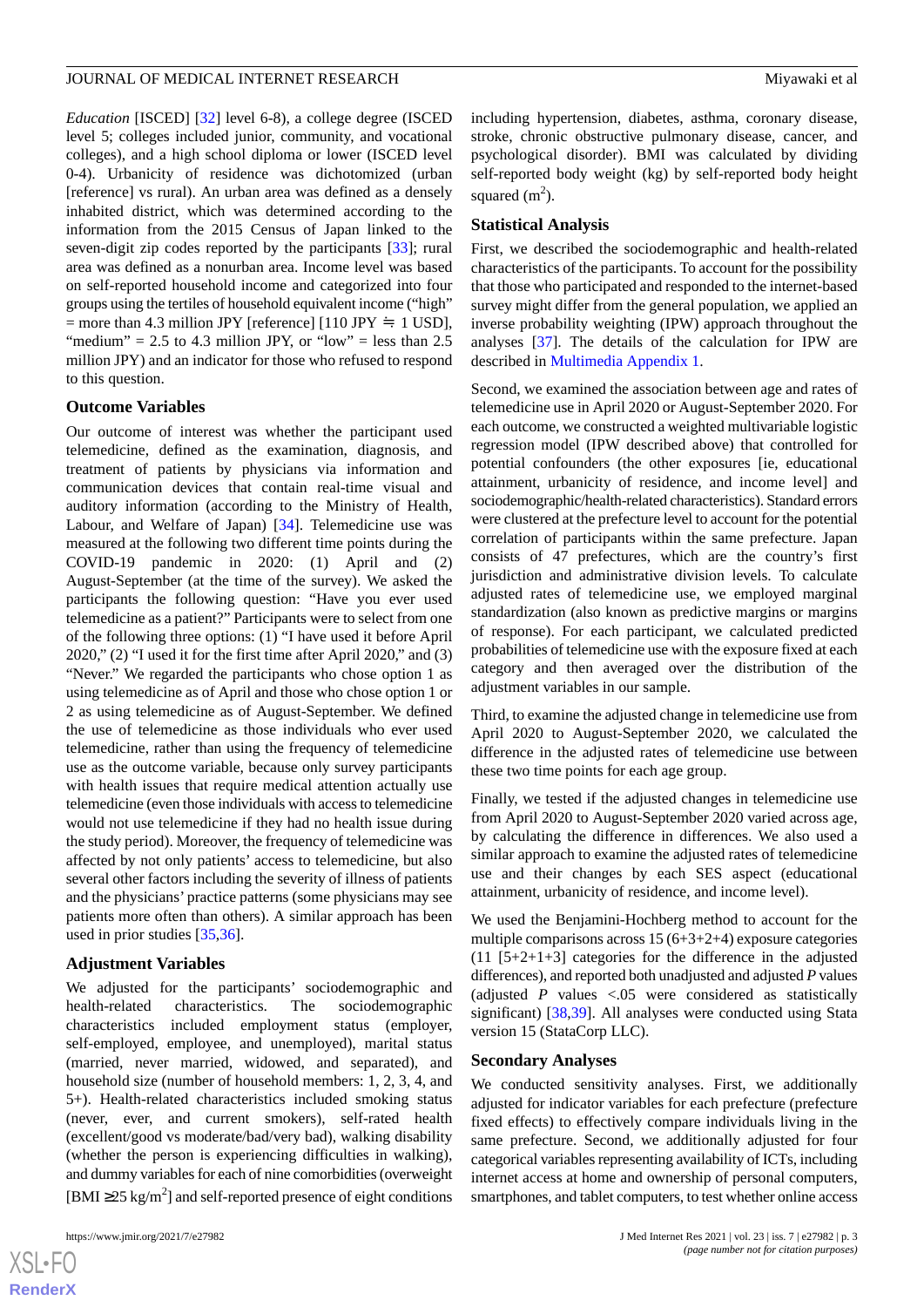*Education* [ISCED] [32] level 6-8), a college degree (ISCED level 5; colleges included junior, community, and vocational colleges), and a high school diploma or lower (ISCED level 0-4). Urbanicity of residence was dichotomized (urban [reference] vs rural). An urban area was defined as a densely inhabited district, which was determined according to the information from the 2015 Census of Japan linked to the seven-digit zip codes reported by the participants [33]; rural area was defined as a nonurban area. Income level was based on self-reported household income and categorized into four groups using the tertiles of household equivalent income ("high" = more than 4.3 million JPY [reference] [110 JPY ≒ 1 USD], "medium" = 2.5 to 4.3 million JPY, or "low" = less than 2.5 million JPY) and an indicator for those who refused to respond to this question.

### Outcome Variables

Our outcome of interest was whether the participant used telemedicine, defined as the examination, diagnosis, and treatment of patients by physicians via information and communication devices that contain real-time visual and auditory information (according to the Ministry of Health, Labour, and Welfare of Japan) [34]. Telemedicine use was measured at the following two different time points during the COVID-19 pandemic in 2020: (1) April and (2) August-September (at the time of the survey). We asked the participants the following question: "Have you ever used telemedicine as a patient?" Participants were to select from one of the following three options: (1) "I have used it before April 2020," (2) "I used it for the first time after April 2020," and (3) "Never." We regarded the participants who chose option 1 as using telemedicine as of April and those who chose option 1 or 2 as using telemedicine as of August-September. We defined the use of telemedicine as those individuals who ever used telemedicine, rather than using the frequency of telemedicine use as the outcome variable, because only survey participants with health issues that require medical attention actually use telemedicine (even those individuals with access to telemedicine would not use telemedicine if they had no health issue during the study period). Moreover, the frequency of telemedicine was affected by not only patients' access to telemedicine, but also several other factors including the severity of illness of patients and the physicians' practice patterns (some physicians may see patients more often than others). A similar approach has been used in prior studies [35,36].

### Adjustment Variables

We adjusted for the participants' sociodemographic and health-related characteristics. The sociodemographic characteristics included employment status (employer, self-employed, employee, and unemployed), marital status (married, never married, widowed, and separated), and household size (number of household members: 1, 2, 3, 4, and 5+). Health-related characteristics included smoking status (never, ever, and current smokers), self-rated health (excellent/good vs moderate/bad/very bad), walking disability (whether the person is experiencing difficulties in walking), and dummy variables for each of nine comorbidities (overweight [BMI ≥25 kg/m$^2$] and self-reported presence of eight conditions including hypertension, diabetes, asthma, coronary disease, stroke, chronic obstructive pulmonary disease, cancer, and psychological disorder). BMI was calculated by dividing self-reported body weight (kg) by self-reported body height squared (m$^2$).

### Statistical Analysis

First, we described the sociodemographic and health-related characteristics of the participants. To account for the possibility that those who participated and responded to the internet-based survey might differ from the general population, we applied an inverse probability weighting (IPW) approach throughout the analyses [37]. The details of the calculation for IPW are described in Multimedia Appendix 1.

Second, we examined the association between age and rates of telemedicine use in April 2020 or August-September 2020. For each outcome, we constructed a weighted multivariable logistic regression model (IPW described above) that controlled for potential confounders (the other exposures [ie, educational attainment, urbanicity of residence, and income level] and sociodemographic/health-related characteristics). Standard errors were clustered at the prefecture level to account for the potential correlation of participants within the same prefecture. Japan consists of 47 prefectures, which are the country's first jurisdiction and administrative division levels. To calculate adjusted rates of telemedicine use, we employed marginal standardization (also known as predictive margins or margins of response). For each participant, we calculated predicted probabilities of telemedicine use with the exposure fixed at each category and then averaged over the distribution of the adjustment variables in our sample.

Third, to examine the adjusted change in telemedicine use from April 2020 to August-September 2020, we calculated the difference in the adjusted rates of telemedicine use between these two time points for each age group.

Finally, we tested if the adjusted changes in telemedicine use from April 2020 to August-September 2020 varied across age, by calculating the difference in differences. We also used a similar approach to examine the adjusted rates of telemedicine use and their changes by each SES aspect (educational attainment, urbanicity of residence, and income level).

We used the Benjamini-Hochberg method to account for the multiple comparisons across 15 (6+3+2+4) exposure categories (11 [5+2+1+3] categories for the difference in the adjusted differences), and reported both unadjusted and adjusted *P* values (adjusted *P* values <.05 were considered as statistically significant) [38,39]. All analyses were conducted using Stata version 15 (StataCorp LLC).

### Secondary Analyses

We conducted sensitivity analyses. First, we additionally adjusted for indicator variables for each prefecture (prefecture fixed effects) to effectively compare individuals living in the same prefecture. Second, we additionally adjusted for four categorical variables representing availability of ICTs, including internet access at home and ownership of personal computers, smartphones, and tablet computers, to test whether online access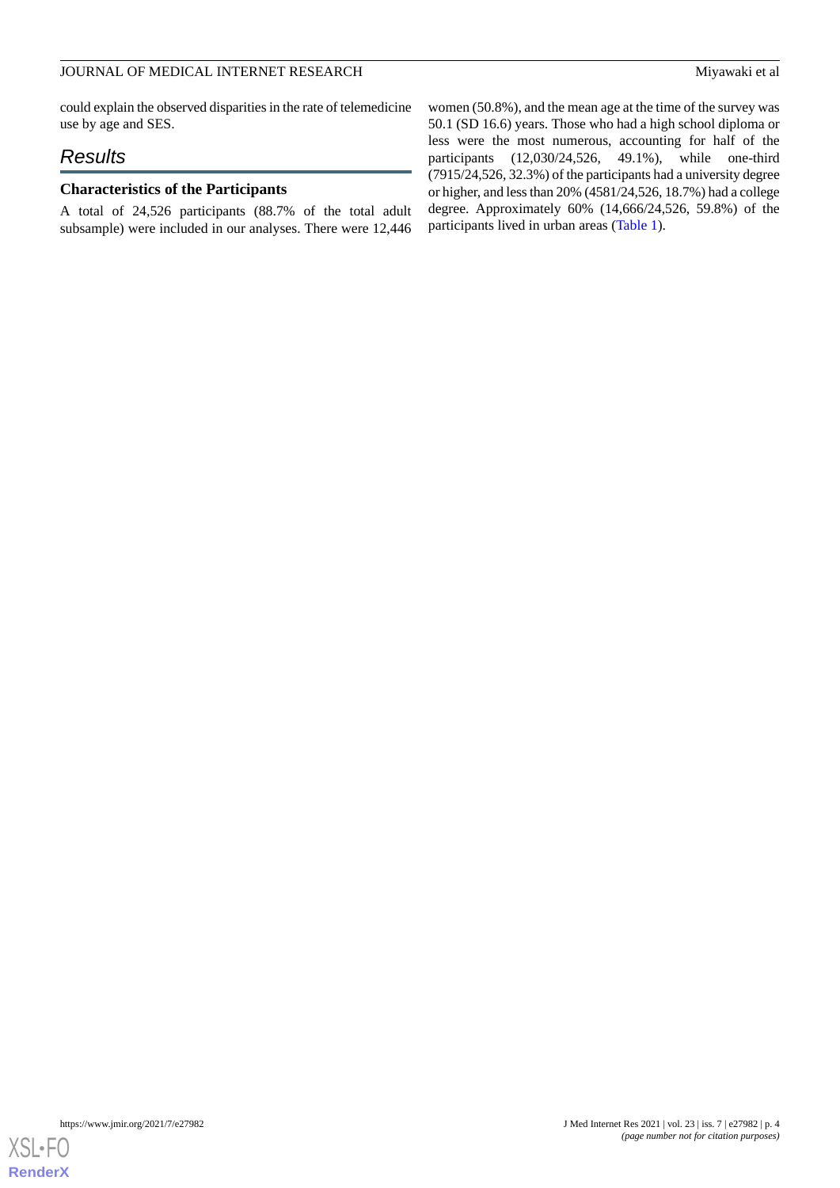could explain the observed disparities in the rate of telemedicine use by age and SES.

## Results

### Characteristics of the Participants

A total of 24,526 participants (88.7% of the total adult subsample) were included in our analyses. There were 12,446 women (50.8%), and the mean age at the time of the survey was 50.1 (SD 16.6) years. Those who had a high school diploma or less were the most numerous, accounting for half of the participants (12,030/24,526, 49.1%), while one-third (7915/24,526, 32.3%) of the participants had a university degree or higher, and less than 20% (4581/24,526, 18.7%) had a college degree. Approximately 60% (14,666/24,526, 59.8%) of the participants lived in urban areas (Table 1).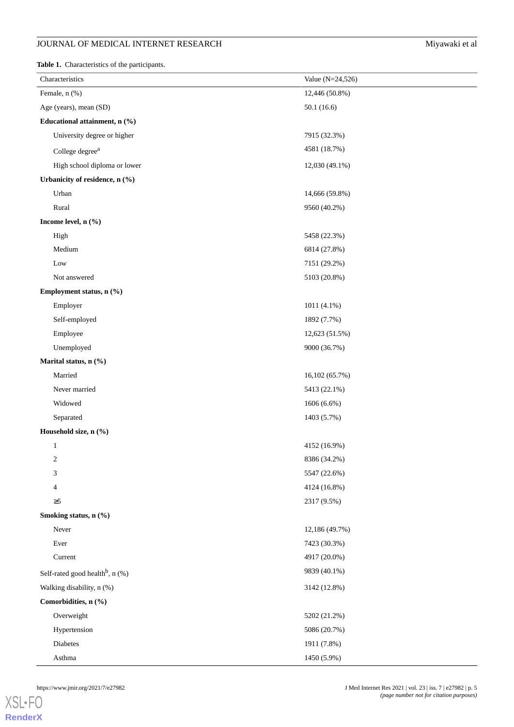**Table 1.** Characteristics of the participants.

| Characteristics | Value (N=24,526) |
|---|---|
| Female, n (%) | 12,446 (50.8%) |
| Age (years), mean (SD) | 50.1 (16.6) |
| **Educational attainment, n (%)** | |
| University degree or higher | 7915 (32.3%) |
| College degree[a] | 4581 (18.7%) |
| High school diploma or lower | 12,030 (49.1%) |
| **Urbanicity of residence, n (%)** | |
| Urban | 14,666 (59.8%) |
| Rural | 9560 (40.2%) |
| **Income level, n (%)** | |
| High | 5458 (22.3%) |
| Medium | 6814 (27.8%) |
| Low | 7151 (29.2%) |
| Not answered | 5103 (20.8%) |
| **Employment status, n (%)** | |
| Employer | 1011 (4.1%) |
| Self-employed | 1892 (7.7%) |
| Employee | 12,623 (51.5%) |
| Unemployed | 9000 (36.7%) |
| **Marital status, n (%)** | |
| Married | 16,102 (65.7%) |
| Never married | 5413 (22.1%) |
| Widowed | 1606 (6.6%) |
| Separated | 1403 (5.7%) |
| **Household size, n (%)** | |
| 1 | 4152 (16.9%) |
| 2 | 8386 (34.2%) |
| 3 | 5547 (22.6%) |
| 4 | 4124 (16.8%) |
| ≥5 | 2317 (9.5%) |
| **Smoking status, n (%)** | |
| Never | 12,186 (49.7%) |
| Ever | 7423 (30.3%) |
| Current | 4917 (20.0%) |
| Self-rated good health[b], n (%) | 9839 (40.1%) |
| Walking disability, n (%) | 3142 (12.8%) |
| **Comorbidities, n (%)** | |
| Overweight | 5202 (21.2%) |
| Hypertension | 5086 (20.7%) |
| Diabetes | 1911 (7.8%) |
| Asthma | 1450 (5.9%) |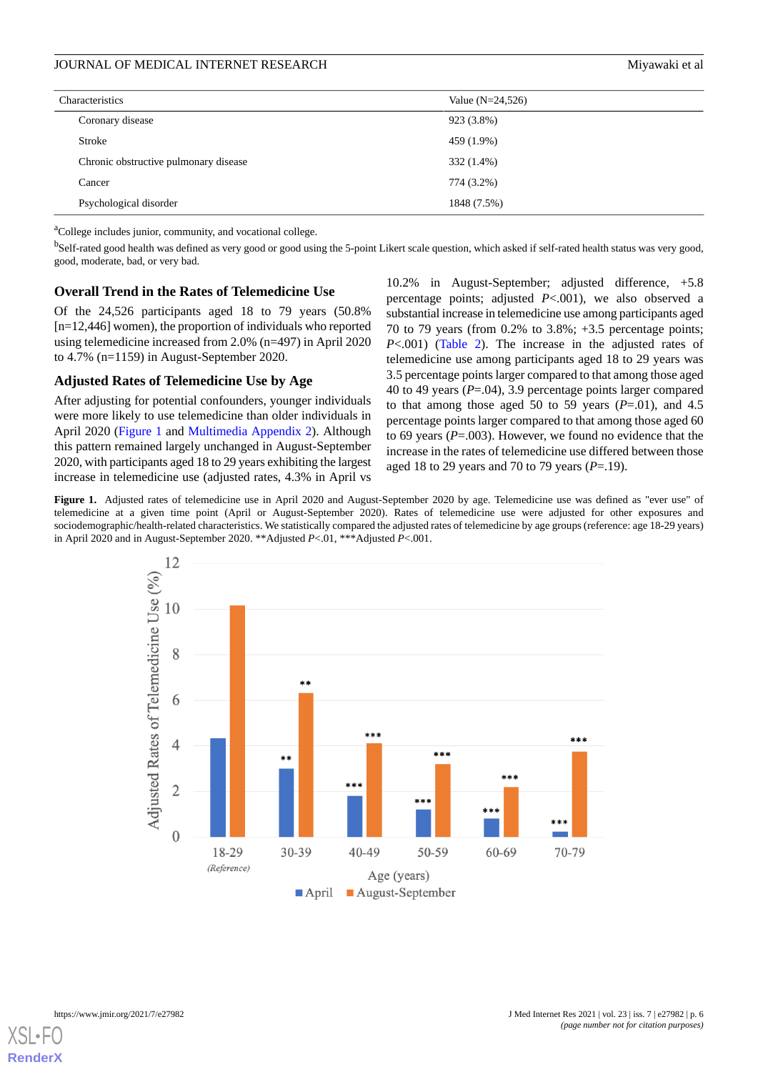| Characteristics | Value (N=24,526) |
|---|---|
| Coronary disease | 923 (3.8%) |
| Stroke | 459 (1.9%) |
| Chronic obstructive pulmonary disease | 332 (1.4%) |
| Cancer | 774 (3.2%) |
| Psychological disorder | 1848 (7.5%) |

[a]College includes junior, community, and vocational college.

[b]Self-rated good health was defined as very good or good using the 5-point Likert scale question, which asked if self-rated health status was very good, good, moderate, bad, or very bad.

## Overall Trend in the Rates of Telemedicine Use

Of the 24,526 participants aged 18 to 79 years (50.8% [n=12,446] women), the proportion of individuals who reported using telemedicine increased from 2.0% (n=497) in April 2020 to 4.7% (n=1159) in August-September 2020.

## Adjusted Rates of Telemedicine Use by Age

After adjusting for potential confounders, younger individuals were more likely to use telemedicine than older individuals in April 2020 (Figure 1 and Multimedia Appendix 2). Although this pattern remained largely unchanged in August-September 2020, with participants aged 18 to 29 years exhibiting the largest increase in telemedicine use (adjusted rates, 4.3% in April vs 10.2% in August-September; adjusted difference, +5.8 percentage points; adjusted *P*<.001), we also observed a substantial increase in telemedicine use among participants aged 70 to 79 years (from 0.2% to 3.8%; +3.5 percentage points; *P*<.001) (Table 2). The increase in the adjusted rates of telemedicine use among participants aged 18 to 29 years was 3.5 percentage points larger compared to that among those aged 40 to 49 years (*P*=.04), 3.9 percentage points larger compared to that among those aged 50 to 59 years (*P*=.01), and 4.5 percentage points larger compared to that among those aged 60 to 69 years (*P*=.003). However, we found no evidence that the increase in the rates of telemedicine use differed between those aged 18 to 29 years and 70 to 79 years (*P*=.19).

**Figure 1.** Adjusted rates of telemedicine use in April 2020 and August-September 2020 by age. Telemedicine use was defined as "ever use" of telemedicine at a given time point (April or August-September 2020). Rates of telemedicine use were adjusted for other exposures and sociodemographic/health-related characteristics. We statistically compared the adjusted rates of telemedicine by age groups (reference: age 18-29 years) in April 2020 and in August-September 2020. **Adjusted *P*<.01, ***Adjusted *P*<.001.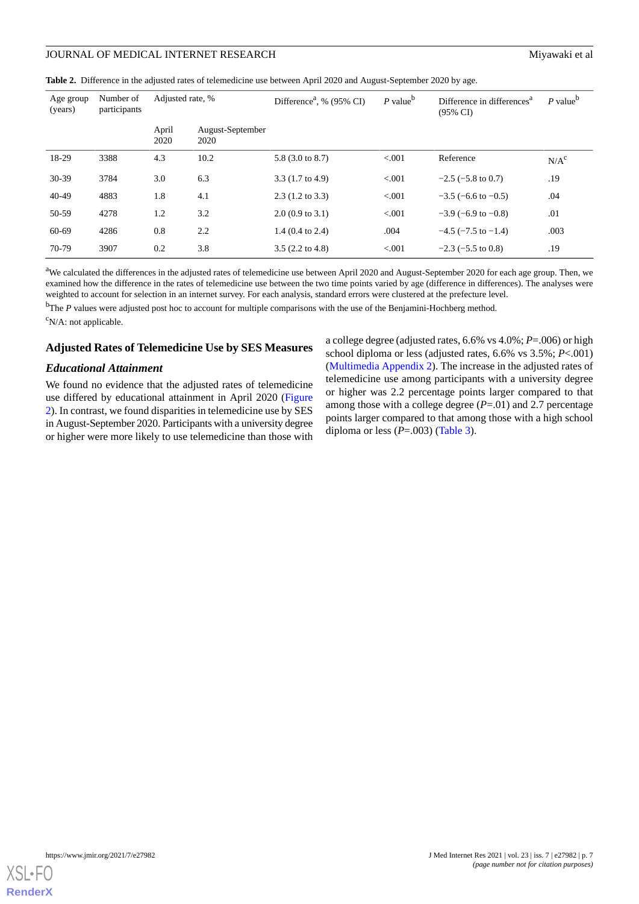**Table 2.** Difference in the adjusted rates of telemedicine use between April 2020 and August-September 2020 by age.

| Age group (years) | Number of participants | Adjusted rate, % | | Difference[a], % (95% CI) | *P* value[b] | Difference in differences[a] (95% CI) | *P* value[b] |
|---|---|---|---|---|---|---|---|
| | | April 2020 | August-September 2020 | | | | |
| 18-29 | 3388 | 4.3 | 10.2 | 5.8 (3.0 to 8.7) | <.001 | Reference | N/A[c] |
| 30-39 | 3784 | 3.0 | 6.3 | 3.3 (1.7 to 4.9) | <.001 | −2.5 (−5.8 to 0.7) | .19 |
| 40-49 | 4883 | 1.8 | 4.1 | 2.3 (1.2 to 3.3) | <.001 | −3.5 (−6.6 to −0.5) | .04 |
| 50-59 | 4278 | 1.2 | 3.2 | 2.0 (0.9 to 3.1) | <.001 | −3.9 (−6.9 to −0.8) | .01 |
| 60-69 | 4286 | 0.8 | 2.2 | 1.4 (0.4 to 2.4) | .004 | −4.5 (−7.5 to −1.4) | .003 |
| 70-79 | 3907 | 0.2 | 3.8 | 3.5 (2.2 to 4.8) | <.001 | −2.3 (−5.5 to 0.8) | .19 |

[a]We calculated the differences in the adjusted rates of telemedicine use between April 2020 and August-September 2020 for each age group. Then, we examined how the difference in the rates of telemedicine use between the two time points varied by age (difference in differences). The analyses were weighted to account for selection in an internet survey. For each analysis, standard errors were clustered at the prefecture level.

[b]The *P* values were adjusted post hoc to account for multiple comparisons with the use of the Benjamini-Hochberg method.

[c]N/A: not applicable.

## Adjusted Rates of Telemedicine Use by SES Measures

### *Educational Attainment*

We found no evidence that the adjusted rates of telemedicine use differed by educational attainment in April 2020 (Figure 2). In contrast, we found disparities in telemedicine use by SES in August-September 2020. Participants with a university degree or higher were more likely to use telemedicine than those with a college degree (adjusted rates, 6.6% vs 4.0%; *P*=.006) or high school diploma or less (adjusted rates, 6.6% vs 3.5%; *P*<.001) (Multimedia Appendix 2). The increase in the adjusted rates of telemedicine use among participants with a university degree or higher was 2.2 percentage points larger compared to that among those with a college degree (*P*=.01) and 2.7 percentage points larger compared to that among those with a high school diploma or less (*P*=.003) (Table 3).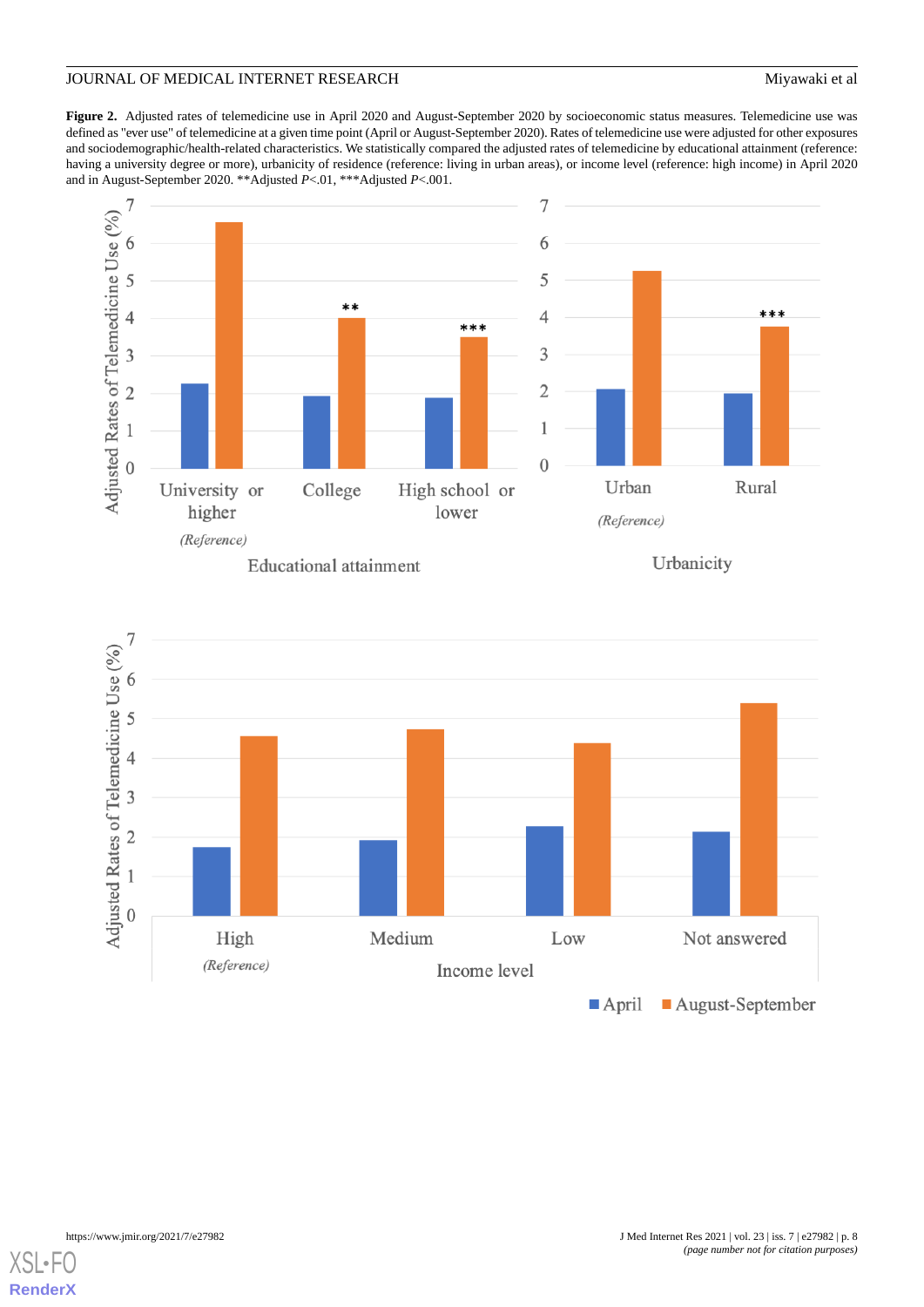**Figure 2.** Adjusted rates of telemedicine use in April 2020 and August-September 2020 by socioeconomic status measures. Telemedicine use was defined as "ever use" of telemedicine at a given time point (April or August-September 2020). Rates of telemedicine use were adjusted for other exposures and sociodemographic/health-related characteristics. We statistically compared the adjusted rates of telemedicine by educational attainment (reference: having a university degree or more), urbanicity of residence (reference: living in urban areas), or income level (reference: high income) in April 2020 and in August-September 2020. **Adjusted *P*<.01, ***Adjusted *P*<.001.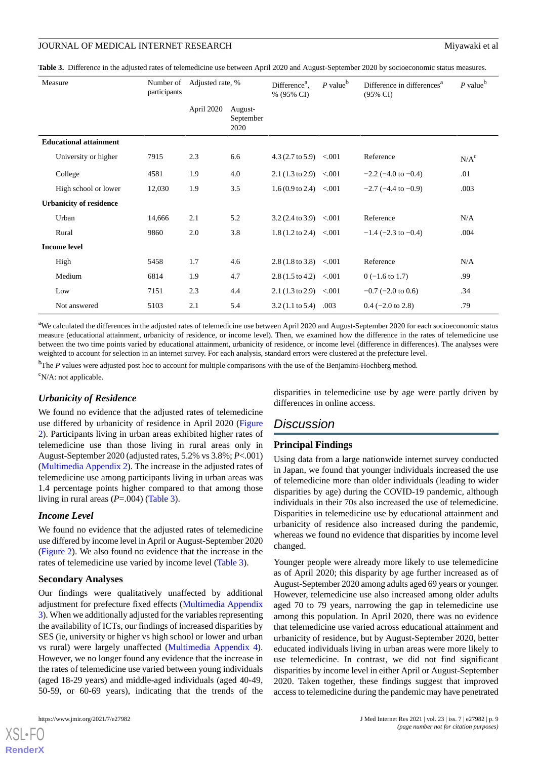**Table 3.** Difference in the adjusted rates of telemedicine use between April 2020 and August-September 2020 by socioeconomic status measures.

| Measure | Number of participants | Adjusted rate, % | | Difference[a], % (95% CI) | *P* value[b] | Difference in differences[a] (95% CI) | *P* value[b] |
|---|---|---|---|---|---|---|---|
| | | April 2020 | August-September 2020 | | | | |
| **Educational attainment** | | | | | | | |
| University or higher | 7915 | 2.3 | 6.6 | 4.3 (2.7 to 5.9) | <.001 | Reference | N/A[c] |
| College | 4581 | 1.9 | 4.0 | 2.1 (1.3 to 2.9) | <.001 | −2.2 (−4.0 to −0.4) | .01 |
| High school or lower | 12,030 | 1.9 | 3.5 | 1.6 (0.9 to 2.4) | <.001 | −2.7 (−4.4 to −0.9) | .003 |
| **Urbanicity of residence** | | | | | | | |
| Urban | 14,666 | 2.1 | 5.2 | 3.2 (2.4 to 3.9) | <.001 | Reference | N/A |
| Rural | 9860 | 2.0 | 3.8 | 1.8 (1.2 to 2.4) | <.001 | −1.4 (−2.3 to −0.4) | .004 |
| **Income level** | | | | | | | |
| High | 5458 | 1.7 | 4.6 | 2.8 (1.8 to 3.8) | <.001 | Reference | N/A |
| Medium | 6814 | 1.9 | 4.7 | 2.8 (1.5 to 4.2) | <.001 | 0 (−1.6 to 1.7) | .99 |
| Low | 7151 | 2.3 | 4.4 | 2.1 (1.3 to 2.9) | <.001 | −0.7 (−2.0 to 0.6) | .34 |
| Not answered | 5103 | 2.1 | 5.4 | 3.2 (1.1 to 5.4) | .003 | 0.4 (−2.0 to 2.8) | .79 |

[a]We calculated the differences in the adjusted rates of telemedicine use between April 2020 and August-September 2020 for each socioeconomic status measure (educational attainment, urbanicity of residence, or income level). Then, we examined how the difference in the rates of telemedicine use between the two time points varied by educational attainment, urbanicity of residence, or income level (difference in differences). The analyses were weighted to account for selection in an internet survey. For each analysis, standard errors were clustered at the prefecture level.

[b]The *P* values were adjusted post hoc to account for multiple comparisons with the use of the Benjamini-Hochberg method.

[c]N/A: not applicable.

### *Urbanicity of Residence*

We found no evidence that the adjusted rates of telemedicine use differed by urbanicity of residence in April 2020 (Figure 2). Participants living in urban areas exhibited higher rates of telemedicine use than those living in rural areas only in August-September 2020 (adjusted rates, 5.2% vs 3.8%; *P*<.001) (Multimedia Appendix 2). The increase in the adjusted rates of telemedicine use among participants living in urban areas was 1.4 percentage points higher compared to that among those living in rural areas (*P*=.004) (Table 3).

### *Income Level*

We found no evidence that the adjusted rates of telemedicine use differed by income level in April or August-September 2020 (Figure 2). We also found no evidence that the increase in the rates of telemedicine use varied by income level (Table 3).

### Secondary Analyses

Our findings were qualitatively unaffected by additional adjustment for prefecture fixed effects (Multimedia Appendix 3). When we additionally adjusted for the variables representing the availability of ICTs, our findings of increased disparities by SES (ie, university or higher vs high school or lower and urban vs rural) were largely unaffected (Multimedia Appendix 4). However, we no longer found any evidence that the increase in the rates of telemedicine use varied between young individuals (aged 18-29 years) and middle-aged individuals (aged 40-49, 50-59, or 60-69 years), indicating that the trends of the disparities in telemedicine use by age were partly driven by differences in online access.

## Discussion

### Principal Findings

Using data from a large nationwide internet survey conducted in Japan, we found that younger individuals increased the use of telemedicine more than older individuals (leading to wider disparities by age) during the COVID-19 pandemic, although individuals in their 70s also increased the use of telemedicine. Disparities in telemedicine use by educational attainment and urbanicity of residence also increased during the pandemic, whereas we found no evidence that disparities by income level changed.

Younger people were already more likely to use telemedicine as of April 2020; this disparity by age further increased as of August-September 2020 among adults aged 69 years or younger. However, telemedicine use also increased among older adults aged 70 to 79 years, narrowing the gap in telemedicine use among this population. In April 2020, there was no evidence that telemedicine use varied across educational attainment and urbanicity of residence, but by August-September 2020, better educated individuals living in urban areas were more likely to use telemedicine. In contrast, we did not find significant disparities by income level in either April or August-September 2020. Taken together, these findings suggest that improved access to telemedicine during the pandemic may have penetrated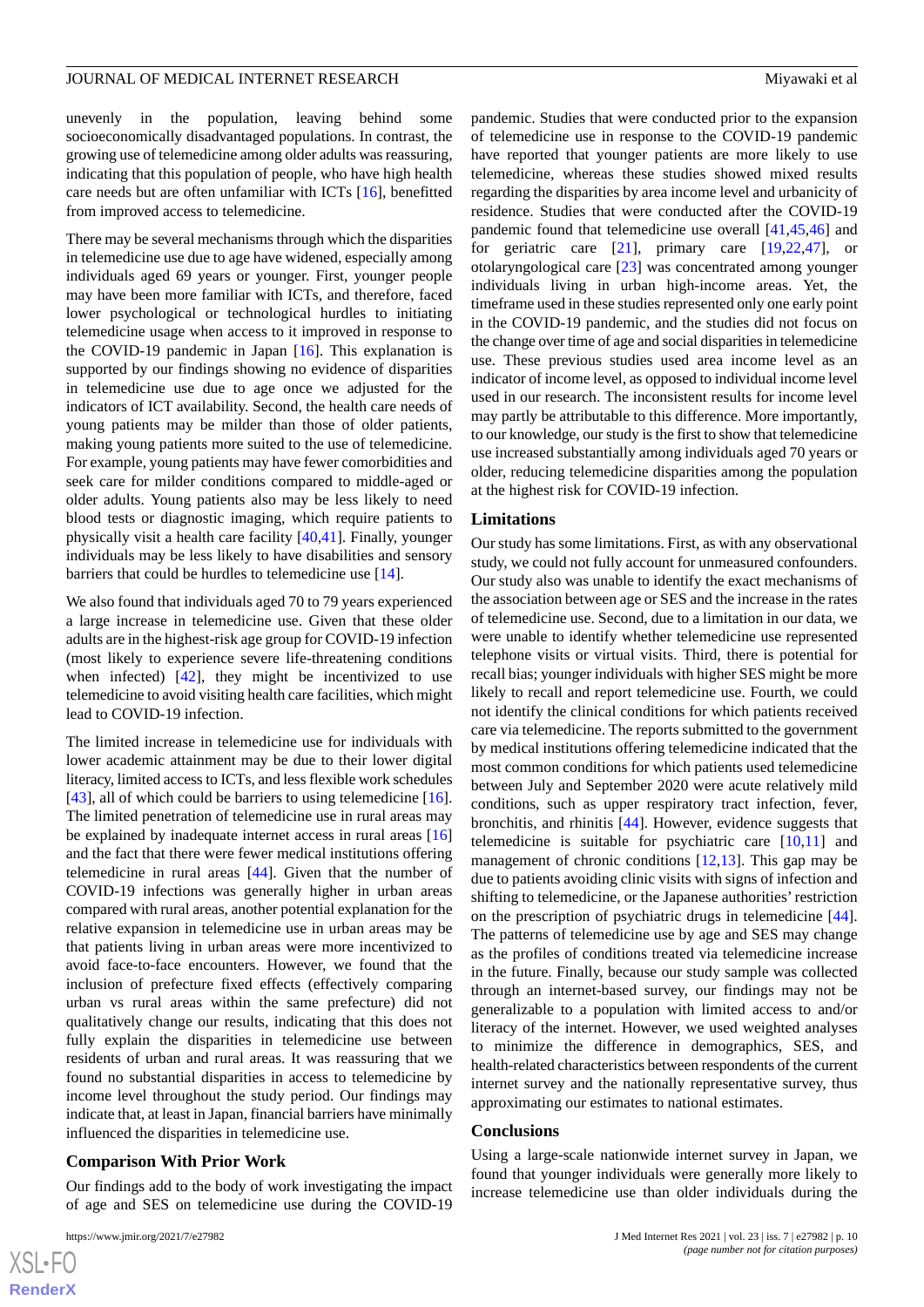unevenly in the population, leaving behind some socioeconomically disadvantaged populations. In contrast, the growing use of telemedicine among older adults was reassuring, indicating that this population of people, who have high health care needs but are often unfamiliar with ICTs [16], benefitted from improved access to telemedicine.

There may be several mechanisms through which the disparities in telemedicine use due to age have widened, especially among individuals aged 69 years or younger. First, younger people may have been more familiar with ICTs, and therefore, faced lower psychological or technological hurdles to initiating telemedicine usage when access to it improved in response to the COVID-19 pandemic in Japan [16]. This explanation is supported by our findings showing no evidence of disparities in telemedicine use due to age once we adjusted for the indicators of ICT availability. Second, the health care needs of young patients may be milder than those of older patients, making young patients more suited to the use of telemedicine. For example, young patients may have fewer comorbidities and seek care for milder conditions compared to middle-aged or older adults. Young patients also may be less likely to need blood tests or diagnostic imaging, which require patients to physically visit a health care facility [40,41]. Finally, younger individuals may be less likely to have disabilities and sensory barriers that could be hurdles to telemedicine use [14].

We also found that individuals aged 70 to 79 years experienced a large increase in telemedicine use. Given that these older adults are in the highest-risk age group for COVID-19 infection (most likely to experience severe life-threatening conditions when infected) [42], they might be incentivized to use telemedicine to avoid visiting health care facilities, which might lead to COVID-19 infection.

The limited increase in telemedicine use for individuals with lower academic attainment may be due to their lower digital literacy, limited access to ICTs, and less flexible work schedules [43], all of which could be barriers to using telemedicine [16]. The limited penetration of telemedicine use in rural areas may be explained by inadequate internet access in rural areas [16] and the fact that there were fewer medical institutions offering telemedicine in rural areas [44]. Given that the number of COVID-19 infections was generally higher in urban areas compared with rural areas, another potential explanation for the relative expansion in telemedicine use in urban areas may be that patients living in urban areas were more incentivized to avoid face-to-face encounters. However, we found that the inclusion of prefecture fixed effects (effectively comparing urban vs rural areas within the same prefecture) did not qualitatively change our results, indicating that this does not fully explain the disparities in telemedicine use between residents of urban and rural areas. It was reassuring that we found no substantial disparities in access to telemedicine by income level throughout the study period. Our findings may indicate that, at least in Japan, financial barriers have minimally influenced the disparities in telemedicine use.

## Comparison With Prior Work

Our findings add to the body of work investigating the impact of age and SES on telemedicine use during the COVID-19 pandemic. Studies that were conducted prior to the expansion of telemedicine use in response to the COVID-19 pandemic have reported that younger patients are more likely to use telemedicine, whereas these studies showed mixed results regarding the disparities by area income level and urbanicity of residence. Studies that were conducted after the COVID-19 pandemic found that telemedicine use overall [41,45,46] and for geriatric care [21], primary care [19,22,47], or otolaryngological care [23] was concentrated among younger individuals living in urban high-income areas. Yet, the timeframe used in these studies represented only one early point in the COVID-19 pandemic, and the studies did not focus on the change over time of age and social disparities in telemedicine use. These previous studies used area income level as an indicator of income level, as opposed to individual income level used in our research. The inconsistent results for income level may partly be attributable to this difference. More importantly, to our knowledge, our study is the first to show that telemedicine use increased substantially among individuals aged 70 years or older, reducing telemedicine disparities among the population at the highest risk for COVID-19 infection.

## Limitations

Our study has some limitations. First, as with any observational study, we could not fully account for unmeasured confounders. Our study also was unable to identify the exact mechanisms of the association between age or SES and the increase in the rates of telemedicine use. Second, due to a limitation in our data, we were unable to identify whether telemedicine use represented telephone visits or virtual visits. Third, there is potential for recall bias; younger individuals with higher SES might be more likely to recall and report telemedicine use. Fourth, we could not identify the clinical conditions for which patients received care via telemedicine. The reports submitted to the government by medical institutions offering telemedicine indicated that the most common conditions for which patients used telemedicine between July and September 2020 were acute relatively mild conditions, such as upper respiratory tract infection, fever, bronchitis, and rhinitis [44]. However, evidence suggests that telemedicine is suitable for psychiatric care [10,11] and management of chronic conditions [12,13]. This gap may be due to patients avoiding clinic visits with signs of infection and shifting to telemedicine, or the Japanese authorities' restriction on the prescription of psychiatric drugs in telemedicine [44]. The patterns of telemedicine use by age and SES may change as the profiles of conditions treated via telemedicine increase in the future. Finally, because our study sample was collected through an internet-based survey, our findings may not be generalizable to a population with limited access to and/or literacy of the internet. However, we used weighted analyses to minimize the difference in demographics, SES, and health-related characteristics between respondents of the current internet survey and the nationally representative survey, thus approximating our estimates to national estimates.

## Conclusions

Using a large-scale nationwide internet survey in Japan, we found that younger individuals were generally more likely to increase telemedicine use than older individuals during the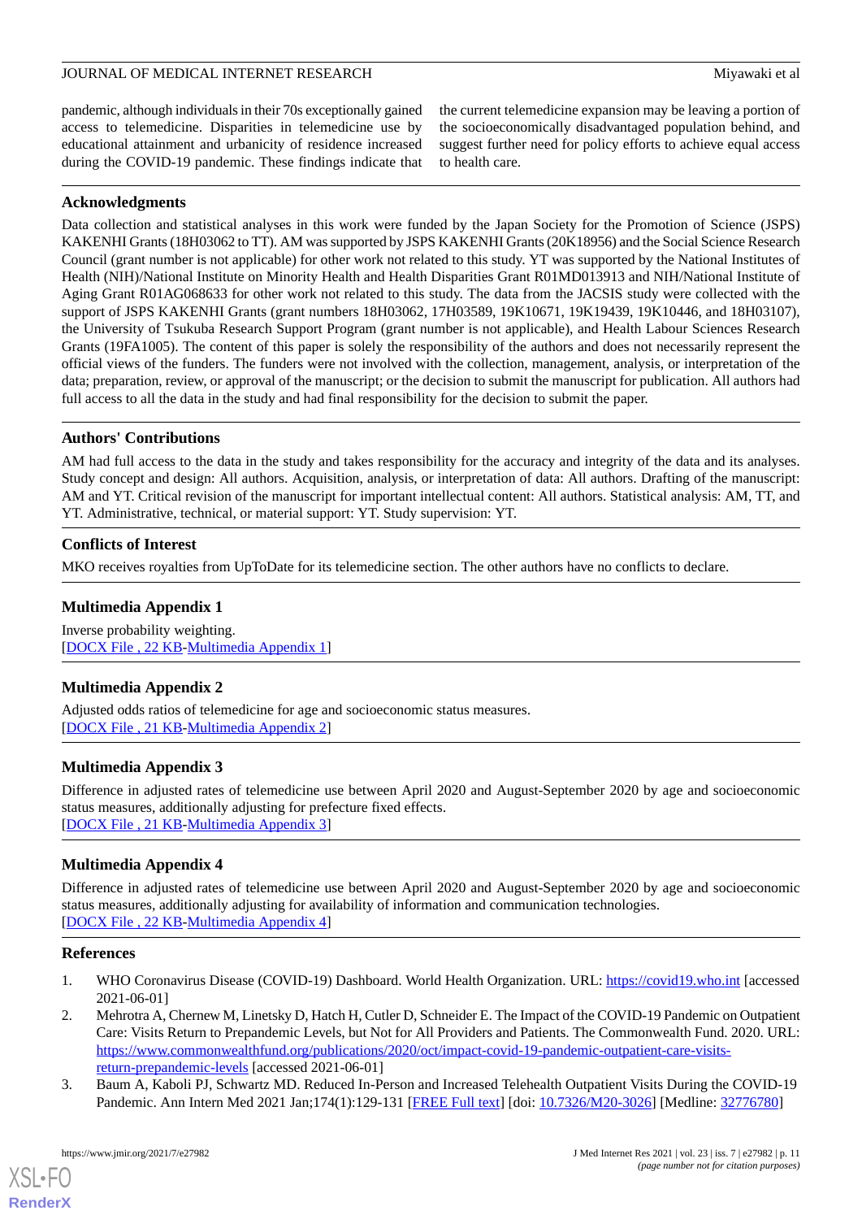pandemic, although individuals in their 70s exceptionally gained access to telemedicine. Disparities in telemedicine use by educational attainment and urbanicity of residence increased during the COVID-19 pandemic. These findings indicate that the current telemedicine expansion may be leaving a portion of the socioeconomically disadvantaged population behind, and suggest further need for policy efforts to achieve equal access to health care.

## Acknowledgments

Data collection and statistical analyses in this work were funded by the Japan Society for the Promotion of Science (JSPS) KAKENHI Grants (18H03062 to TT). AM was supported by JSPS KAKENHI Grants (20K18956) and the Social Science Research Council (grant number is not applicable) for other work not related to this study. YT was supported by the National Institutes of Health (NIH)/National Institute on Minority Health and Health Disparities Grant R01MD013913 and NIH/National Institute of Aging Grant R01AG068633 for other work not related to this study. The data from the JACSIS study were collected with the support of JSPS KAKENHI Grants (grant numbers 18H03062, 17H03589, 19K10671, 19K19439, 19K10446, and 18H03107), the University of Tsukuba Research Support Program (grant number is not applicable), and Health Labour Sciences Research Grants (19FA1005). The content of this paper is solely the responsibility of the authors and does not necessarily represent the official views of the funders. The funders were not involved with the collection, management, analysis, or interpretation of the data; preparation, review, or approval of the manuscript; or the decision to submit the manuscript for publication. All authors had full access to all the data in the study and had final responsibility for the decision to submit the paper.

## Authors' Contributions

AM had full access to the data in the study and takes responsibility for the accuracy and integrity of the data and its analyses. Study concept and design: All authors. Acquisition, analysis, or interpretation of data: All authors. Drafting of the manuscript: AM and YT. Critical revision of the manuscript for important intellectual content: All authors. Statistical analysis: AM, TT, and YT. Administrative, technical, or material support: YT. Study supervision: YT.

## Conflicts of Interest

MKO receives royalties from UpToDate for its telemedicine section. The other authors have no conflicts to declare.

## Multimedia Appendix 1

Inverse probability weighting.
[DOCX File , 22 KB-Multimedia Appendix 1]

## Multimedia Appendix 2

Adjusted odds ratios of telemedicine for age and socioeconomic status measures.
[DOCX File , 21 KB-Multimedia Appendix 2]

## Multimedia Appendix 3

Difference in adjusted rates of telemedicine use between April 2020 and August-September 2020 by age and socioeconomic status measures, additionally adjusting for prefecture fixed effects.
[DOCX File , 21 KB-Multimedia Appendix 3]

## Multimedia Appendix 4

Difference in adjusted rates of telemedicine use between April 2020 and August-September 2020 by age and socioeconomic status measures, additionally adjusting for availability of information and communication technologies.
[DOCX File , 22 KB-Multimedia Appendix 4]

## References

1. WHO Coronavirus Disease (COVID-19) Dashboard. World Health Organization. URL: https://covid19.who.int [accessed 2021-06-01]
2. Mehrotra A, Chernew M, Linetsky D, Hatch H, Cutler D, Schneider E. The Impact of the COVID-19 Pandemic on Outpatient Care: Visits Return to Prepandemic Levels, but Not for All Providers and Patients. The Commonwealth Fund. 2020. URL: https://www.commonwealthfund.org/publications/2020/oct/impact-covid-19-pandemic-outpatient-care-visits-return-prepandemic-levels [accessed 2021-06-01]
3. Baum A, Kaboli PJ, Schwartz MD. Reduced In-Person and Increased Telehealth Outpatient Visits During the COVID-19 Pandemic. Ann Intern Med 2021 Jan;174(1):129-131 [FREE Full text] [doi: 10.7326/M20-3026] [Medline: 32776780]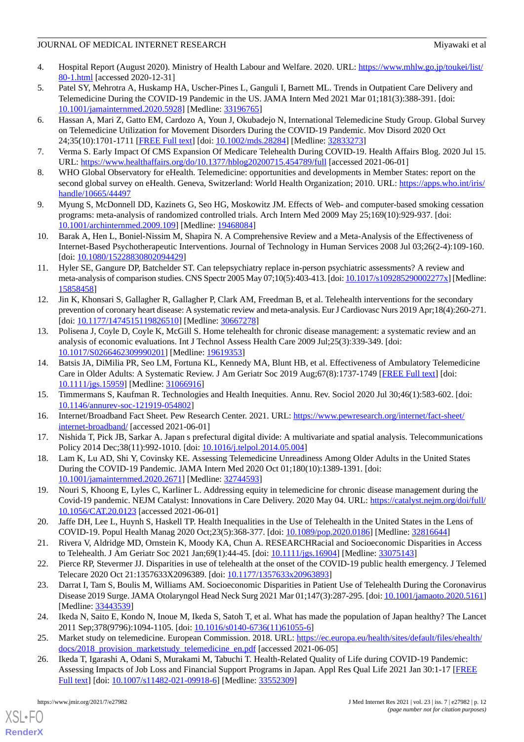4. Hospital Report (August 2020). Ministry of Health Labour and Welfare. 2020. URL: https://www.mhlw.go.jp/toukei/list/80-1.html [accessed 2020-12-31]
5. Patel SY, Mehrotra A, Huskamp HA, Uscher-Pines L, Ganguli I, Barnett ML. Trends in Outpatient Care Delivery and Telemedicine During the COVID-19 Pandemic in the US. JAMA Intern Med 2021 Mar 01;181(3):388-391. [doi: 10.1001/jamainternmed.2020.5928] [Medline: 33196765]
6. Hassan A, Mari Z, Gatto EM, Cardozo A, Youn J, Okubadejo N, International Telemedicine Study Group. Global Survey on Telemedicine Utilization for Movement Disorders During the COVID-19 Pandemic. Mov Disord 2020 Oct 24;35(10):1701-1711 [FREE Full text] [doi: 10.1002/mds.28284] [Medline: 32833273]
7. Verma S. Early Impact Of CMS Expansion Of Medicare Telehealth During COVID-19. Health Affairs Blog. 2020 Jul 15. URL: https://www.healthaffairs.org/do/10.1377/hblog20200715.454789/full [accessed 2021-06-01]
8. WHO Global Observatory for eHealth. Telemedicine: opportunities and developments in Member States: report on the second global survey on eHealth. Geneva, Switzerland: World Health Organization; 2010. URL: https://apps.who.int/iris/handle/10665/44497
9. Myung S, McDonnell DD, Kazinets G, Seo HG, Moskowitz JM. Effects of Web- and computer-based smoking cessation programs: meta-analysis of randomized controlled trials. Arch Intern Med 2009 May 25;169(10):929-937. [doi: 10.1001/archinternmed.2009.109] [Medline: 19468084]
10. Barak A, Hen L, Boniel-Nissim M, Shapira N. A Comprehensive Review and a Meta-Analysis of the Effectiveness of Internet-Based Psychotherapeutic Interventions. Journal of Technology in Human Services 2008 Jul 03;26(2-4):109-160. [doi: 10.1080/15228830802094429]
11. Hyler SE, Gangure DP, Batchelder ST. Can telepsychiatry replace in-person psychiatric assessments? A review and meta-analysis of comparison studies. CNS Spectr 2005 May 07;10(5):403-413. [doi: 10.1017/s109285290002277x] [Medline: 15858458]
12. Jin K, Khonsari S, Gallagher R, Gallagher P, Clark AM, Freedman B, et al. Telehealth interventions for the secondary prevention of coronary heart disease: A systematic review and meta-analysis. Eur J Cardiovasc Nurs 2019 Apr;18(4):260-271. [doi: 10.1177/1474515119826510] [Medline: 30667278]
13. Polisena J, Coyle D, Coyle K, McGill S. Home telehealth for chronic disease management: a systematic review and an analysis of economic evaluations. Int J Technol Assess Health Care 2009 Jul;25(3):339-349. [doi: 10.1017/S0266462309990201] [Medline: 19619353]
14. Batsis JA, DiMilia PR, Seo LM, Fortuna KL, Kennedy MA, Blunt HB, et al. Effectiveness of Ambulatory Telemedicine Care in Older Adults: A Systematic Review. J Am Geriatr Soc 2019 Aug;67(8):1737-1749 [FREE Full text] [doi: 10.1111/jgs.15959] [Medline: 31066916]
15. Timmermans S, Kaufman R. Technologies and Health Inequities. Annu. Rev. Sociol 2020 Jul 30;46(1):583-602. [doi: 10.1146/annurev-soc-121919-054802]
16. Internet/Broadband Fact Sheet. Pew Research Center. 2021. URL: https://www.pewresearch.org/internet/fact-sheet/internet-broadband/ [accessed 2021-06-01]
17. Nishida T, Pick JB, Sarkar A. Japan s prefectural digital divide: A multivariate and spatial analysis. Telecommunications Policy 2014 Dec;38(11):992-1010. [doi: 10.1016/j.telpol.2014.05.004]
18. Lam K, Lu AD, Shi Y, Covinsky KE. Assessing Telemedicine Unreadiness Among Older Adults in the United States During the COVID-19 Pandemic. JAMA Intern Med 2020 Oct 01;180(10):1389-1391. [doi: 10.1001/jamainternmed.2020.2671] [Medline: 32744593]
19. Nouri S, Khoong E, Lyles C, Karliner L. Addressing equity in telemedicine for chronic disease management during the Covid-19 pandemic. NEJM Catalyst: Innovations in Care Delivery. 2020 May 04. URL: https://catalyst.nejm.org/doi/full/10.1056/CAT.20.0123 [accessed 2021-06-01]
20. Jaffe DH, Lee L, Huynh S, Haskell TP. Health Inequalities in the Use of Telehealth in the United States in the Lens of COVID-19. Popul Health Manag 2020 Oct;23(5):368-377. [doi: 10.1089/pop.2020.0186] [Medline: 32816644]
21. Rivera V, Aldridge MD, Ornstein K, Moody KA, Chun A. RESEARCHRacial and Socioeconomic Disparities in Access to Telehealth. J Am Geriatr Soc 2021 Jan;69(1):44-45. [doi: 10.1111/jgs.16904] [Medline: 33075143]
22. Pierce RP, Stevermer JJ. Disparities in use of telehealth at the onset of the COVID-19 public health emergency. J Telemed Telecare 2020 Oct 21:1357633X2096389. [doi: 10.1177/1357633x20963893]
23. Darrat I, Tam S, Boulis M, Williams AM. Socioeconomic Disparities in Patient Use of Telehealth During the Coronavirus Disease 2019 Surge. JAMA Otolaryngol Head Neck Surg 2021 Mar 01;147(3):287-295. [doi: 10.1001/jamaoto.2020.5161] [Medline: 33443539]
24. Ikeda N, Saito E, Kondo N, Inoue M, Ikeda S, Satoh T, et al. What has made the population of Japan healthy? The Lancet 2011 Sep;378(9796):1094-1105. [doi: 10.1016/s0140-6736(11)61055-6]
25. Market study on telemedicine. European Commission. 2018. URL: https://ec.europa.eu/health/sites/default/files/ehealth/docs/2018_provision_marketstudy_telemedicine_en.pdf [accessed 2021-06-05]
26. Ikeda T, Igarashi A, Odani S, Murakami M, Tabuchi T. Health-Related Quality of Life during COVID-19 Pandemic: Assessing Impacts of Job Loss and Financial Support Programs in Japan. Appl Res Qual Life 2021 Jan 30:1-17 [FREE Full text] [doi: 10.1007/s11482-021-09918-6] [Medline: 33552309]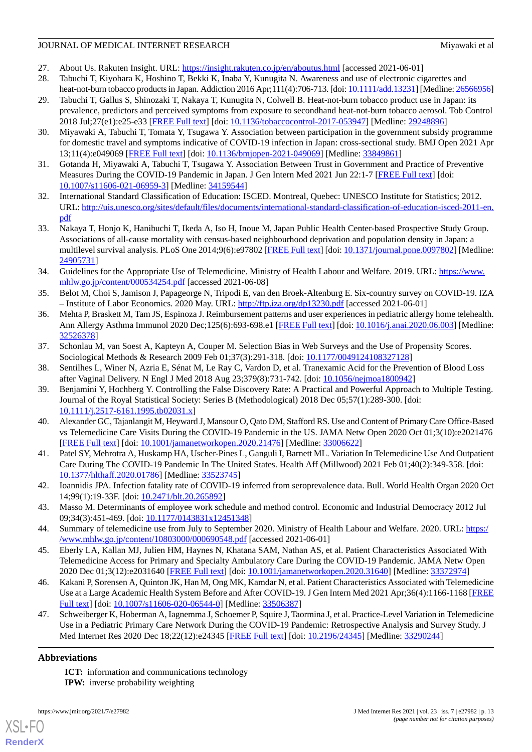27. About Us. Rakuten Insight. URL: https://insight.rakuten.co.jp/en/aboutus.html [accessed 2021-06-01]
28. Tabuchi T, Kiyohara K, Hoshino T, Bekki K, Inaba Y, Kunugita N. Awareness and use of electronic cigarettes and heat-not-burn tobacco products in Japan. Addiction 2016 Apr;111(4):706-713. [doi: 10.1111/add.13231] [Medline: 26566956]
29. Tabuchi T, Gallus S, Shinozaki T, Nakaya T, Kunugita N, Colwell B. Heat-not-burn tobacco product use in Japan: its prevalence, predictors and perceived symptoms from exposure to secondhand heat-not-burn tobacco aerosol. Tob Control 2018 Jul;27(e1):e25-e33 [FREE Full text] [doi: 10.1136/tobaccocontrol-2017-053947] [Medline: 29248896]
30. Miyawaki A, Tabuchi T, Tomata Y, Tsugawa Y. Association between participation in the government subsidy programme for domestic travel and symptoms indicative of COVID-19 infection in Japan: cross-sectional study. BMJ Open 2021 Apr 13;11(4):e049069 [FREE Full text] [doi: 10.1136/bmjopen-2021-049069] [Medline: 33849861]
31. Gotanda H, Miyawaki A, Tabuchi T, Tsugawa Y. Association Between Trust in Government and Practice of Preventive Measures During the COVID-19 Pandemic in Japan. J Gen Intern Med 2021 Jun 22:1-7 [FREE Full text] [doi: 10.1007/s11606-021-06959-3] [Medline: 34159544]
32. International Standard Classification of Education: ISCED. Montreal, Quebec: UNESCO Institute for Statistics; 2012. URL: http://uis.unesco.org/sites/default/files/documents/international-standard-classification-of-education-isced-2011-en.pdf
33. Nakaya T, Honjo K, Hanibuchi T, Ikeda A, Iso H, Inoue M, Japan Public Health Center-based Prospective Study Group. Associations of all-cause mortality with census-based neighbourhood deprivation and population density in Japan: a multilevel survival analysis. PLoS One 2014;9(6):e97802 [FREE Full text] [doi: 10.1371/journal.pone.0097802] [Medline: 24905731]
34. Guidelines for the Appropriate Use of Telemedicine. Ministry of Health Labour and Welfare. 2019. URL: https://www.mhlw.go.jp/content/000534254.pdf [accessed 2021-06-08]
35. Belot M, Choi S, Jamison J, Papageorge N, Tripodi E, van den Broek-Altenburg E. Six-country survey on COVID-19. IZA – Institute of Labor Economics. 2020 May. URL: http://ftp.iza.org/dp13230.pdf [accessed 2021-06-01]
36. Mehta P, Braskett M, Tam JS, Espinoza J. Reimbursement patterns and user experiences in pediatric allergy home telehealth. Ann Allergy Asthma Immunol 2020 Dec;125(6):693-698.e1 [FREE Full text] [doi: 10.1016/j.anai.2020.06.003] [Medline: 32526378]
37. Schonlau M, van Soest A, Kapteyn A, Couper M. Selection Bias in Web Surveys and the Use of Propensity Scores. Sociological Methods & Research 2009 Feb 01;37(3):291-318. [doi: 10.1177/0049124108327128]
38. Sentilhes L, Winer N, Azria E, Sénat M, Le Ray C, Vardon D, et al. Tranexamic Acid for the Prevention of Blood Loss after Vaginal Delivery. N Engl J Med 2018 Aug 23;379(8):731-742. [doi: 10.1056/nejmoa1800942]
39. Benjamini Y, Hochberg Y. Controlling the False Discovery Rate: A Practical and Powerful Approach to Multiple Testing. Journal of the Royal Statistical Society: Series B (Methodological) 2018 Dec 05;57(1):289-300. [doi: 10.1111/j.2517-6161.1995.tb02031.x]
40. Alexander GC, Tajanlangit M, Heyward J, Mansour O, Qato DM, Stafford RS. Use and Content of Primary Care Office-Based vs Telemedicine Care Visits During the COVID-19 Pandemic in the US. JAMA Netw Open 2020 Oct 01;3(10):e2021476 [FREE Full text] [doi: 10.1001/jamanetworkopen.2020.21476] [Medline: 33006622]
41. Patel SY, Mehrotra A, Huskamp HA, Uscher-Pines L, Ganguli I, Barnett ML. Variation In Telemedicine Use And Outpatient Care During The COVID-19 Pandemic In The United States. Health Aff (Millwood) 2021 Feb 01;40(2):349-358. [doi: 10.1377/hlthaff.2020.01786] [Medline: 33523745]
42. Ioannidis JPA. Infection fatality rate of COVID-19 inferred from seroprevalence data. Bull. World Health Organ 2020 Oct 14;99(1):19-33F. [doi: 10.2471/blt.20.265892]
43. Masso M. Determinants of employee work schedule and method control. Economic and Industrial Democracy 2012 Jul 09;34(3):451-469. [doi: 10.1177/0143831x12451348]
44. Summary of telemedicine use from July to September 2020. Ministry of Health Labour and Welfare. 2020. URL: https://www.mhlw.go.jp/content/10803000/000690548.pdf [accessed 2021-06-01]
45. Eberly LA, Kallan MJ, Julien HM, Haynes N, Khatana SAM, Nathan AS, et al. Patient Characteristics Associated With Telemedicine Access for Primary and Specialty Ambulatory Care During the COVID-19 Pandemic. JAMA Netw Open 2020 Dec 01;3(12):e2031640 [FREE Full text] [doi: 10.1001/jamanetworkopen.2020.31640] [Medline: 33372974]
46. Kakani P, Sorensen A, Quinton JK, Han M, Ong MK, Kamdar N, et al. Patient Characteristics Associated with Telemedicine Use at a Large Academic Health System Before and After COVID-19. J Gen Intern Med 2021 Apr;36(4):1166-1168 [FREE Full text] [doi: 10.1007/s11606-020-06544-0] [Medline: 33506387]
47. Schweiberger K, Hoberman A, Iagnemma J, Schoemer P, Squire J, Taormina J, et al. Practice-Level Variation in Telemedicine Use in a Pediatric Primary Care Network During the COVID-19 Pandemic: Retrospective Analysis and Survey Study. J Med Internet Res 2020 Dec 18;22(12):e24345 [FREE Full text] [doi: 10.2196/24345] [Medline: 33290244]

## Abbreviations

**ICT:** information and communications technology
**IPW:** inverse probability weighting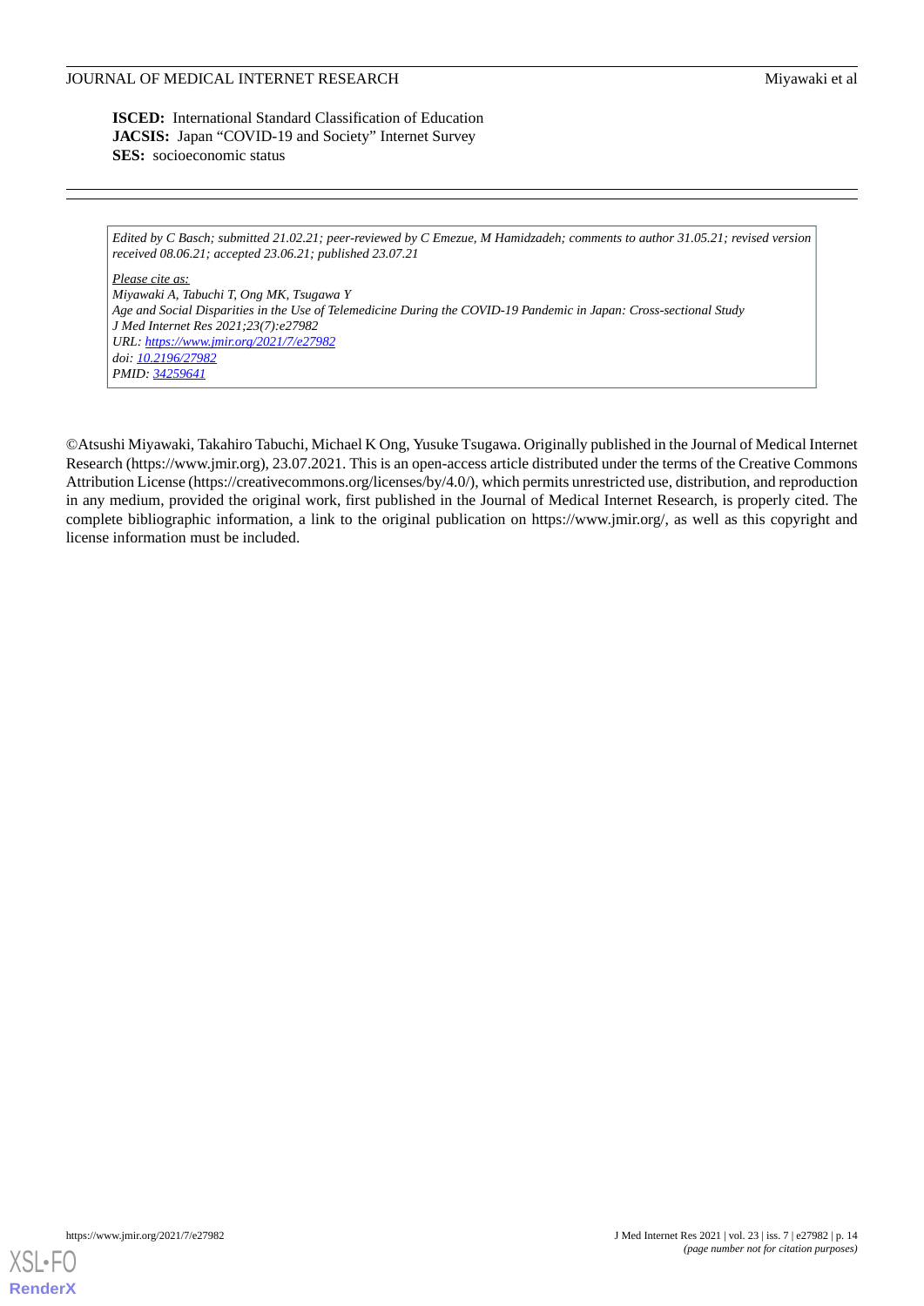**ISCED:** International Standard Classification of Education
**JACSIS:** Japan "COVID-19 and Society" Internet Survey
**SES:** socioeconomic status

---

*Edited by C Basch; submitted 21.02.21; peer-reviewed by C Emezue, M Hamidzadeh; comments to author 31.05.21; revised version received 08.06.21; accepted 23.06.21; published 23.07.21*

*Please cite as:*
*Miyawaki A, Tabuchi T, Ong MK, Tsugawa Y*
*Age and Social Disparities in the Use of Telemedicine During the COVID-19 Pandemic in Japan: Cross-sectional Study*
*J Med Internet Res 2021;23(7):e27982*
*URL: https://www.jmir.org/2021/7/e27982*
*doi: 10.2196/27982*
*PMID: 34259641*

©Atsushi Miyawaki, Takahiro Tabuchi, Michael K Ong, Yusuke Tsugawa. Originally published in the Journal of Medical Internet Research (https://www.jmir.org), 23.07.2021. This is an open-access article distributed under the terms of the Creative Commons Attribution License (https://creativecommons.org/licenses/by/4.0/), which permits unrestricted use, distribution, and reproduction in any medium, provided the original work, first published in the Journal of Medical Internet Research, is properly cited. The complete bibliographic information, a link to the original publication on https://www.jmir.org/, as well as this copyright and license information must be included.